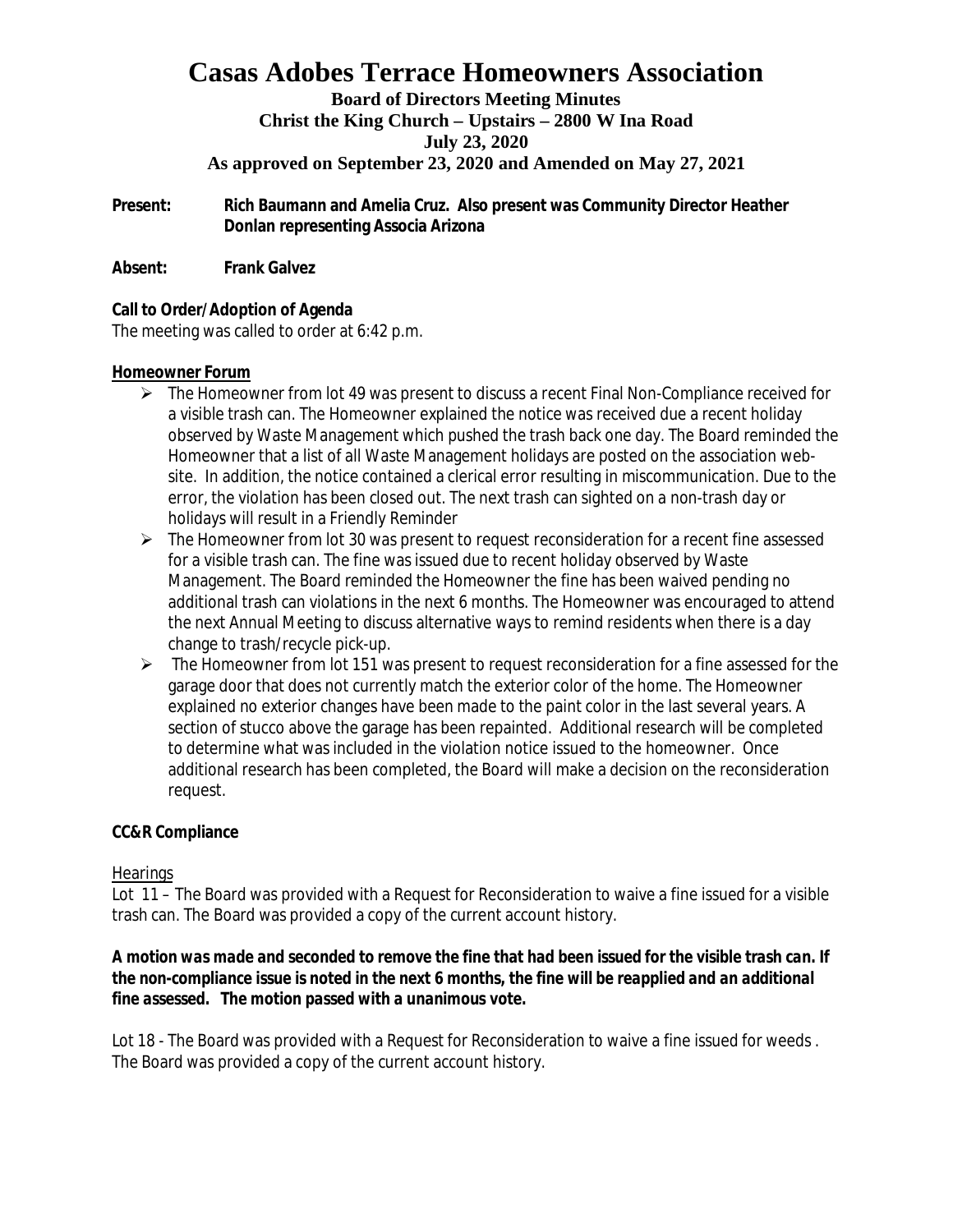# Casas Adobes Terrace Homeowners Association

**Board of Directors Meeting Minutes**
**Christ the King Church – Upstairs – 2800 W Ina Road**
**July 23, 2020**
**As approved on September 23, 2020 and Amended on May 27, 2021**

**Present:** **Rich Baumann and Amelia Cruz. Also present was Community Director Heather Donlan representing Associa Arizona**

**Absent:** **Frank Galvez**

**Call to Order/Adoption of Agenda**

The meeting was called to order at 6:42 p.m.

**Homeowner Forum**

- The Homeowner from lot 49 was present to discuss a recent Final Non-Compliance received for a visible trash can. The Homeowner explained the notice was received due a recent holiday observed by Waste Management which pushed the trash back one day. The Board reminded the Homeowner that a list of all Waste Management holidays are posted on the association web-site. In addition, the notice contained a clerical error resulting in miscommunication. Due to the error, the violation has been closed out. The next trash can sighted on a non-trash day or holidays will result in a Friendly Reminder
- The Homeowner from lot 30 was present to request reconsideration for a recent fine assessed for a visible trash can. The fine was issued due to recent holiday observed by Waste Management. The Board reminded the Homeowner the fine has been waived pending no additional trash can violations in the next 6 months. The Homeowner was encouraged to attend the next Annual Meeting to discuss alternative ways to remind residents when there is a day change to trash/recycle pick-up.
- The Homeowner from lot 151 was present to request reconsideration for a fine assessed for the garage door that does not currently match the exterior color of the home. The Homeowner explained no exterior changes have been made to the paint color in the last several years. A section of stucco above the garage has been repainted. Additional research will be completed to determine what was included in the violation notice issued to the homeowner. Once additional research has been completed, the Board will make a decision on the reconsideration request.

**CC&R Compliance**

Hearings

Lot 11 – The Board was provided with a Request for Reconsideration to waive a fine issued for a visible trash can. The Board was provided a copy of the current account history.

***A motion was made and seconded to remove the fine that had been issued for the visible trash can. If the non-compliance issue is noted in the next 6 months, the fine will be reapplied and an additional fine assessed. The motion passed with a unanimous vote.***

Lot 18 - The Board was provided with a Request for Reconsideration to waive a fine issued for weeds . The Board was provided a copy of the current account history.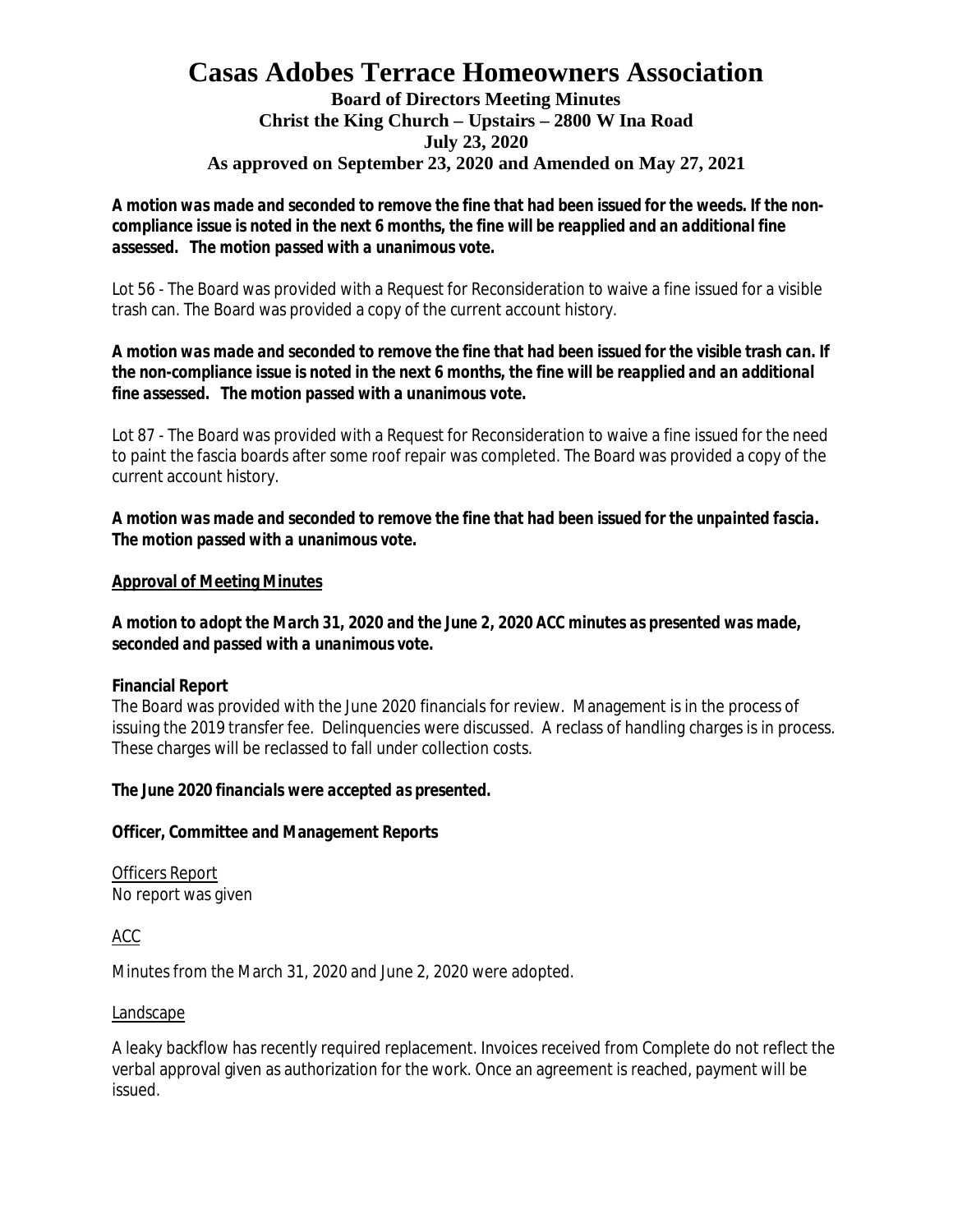# Casas Adobes Terrace Homeowners Association

**Board of Directors Meeting Minutes**
**Christ the King Church – Upstairs – 2800 W Ina Road**
**July 23, 2020**
**As approved on September 23, 2020 and Amended on May 27, 2021**

***A motion was made and seconded to remove the fine that had been issued for the weeds. If the non-compliance issue is noted in the next 6 months, the fine will be reapplied and an additional fine assessed. The motion passed with a unanimous vote.***

Lot 56 - The Board was provided with a Request for Reconsideration to waive a fine issued for a visible trash can. The Board was provided a copy of the current account history.

***A motion was made and seconded to remove the fine that had been issued for the visible trash can. If the non-compliance issue is noted in the next 6 months, the fine will be reapplied and an additional fine assessed. The motion passed with a unanimous vote.***

Lot 87 - The Board was provided with a Request for Reconsideration to waive a fine issued for the need to paint the fascia boards after some roof repair was completed. The Board was provided a copy of the current account history.

***A motion was made and seconded to remove the fine that had been issued for the unpainted fascia. The motion passed with a unanimous vote.***

**Approval of Meeting Minutes**

***A motion to adopt the March 31, 2020 and the June 2, 2020 ACC minutes as presented was made, seconded and passed with a unanimous vote.***

**Financial Report**

The Board was provided with the June 2020 financials for review. Management is in the process of issuing the 2019 transfer fee. Delinquencies were discussed. A reclass of handling charges is in process. These charges will be reclassed to fall under collection costs.

***The June 2020 financials were accepted as presented.***

**Officer, Committee and Management Reports**

Officers Report

No report was given

ACC

Minutes from the March 31, 2020 and June 2, 2020 were adopted.

Landscape

A leaky backflow has recently required replacement. Invoices received from Complete do not reflect the verbal approval given as authorization for the work. Once an agreement is reached, payment will be issued.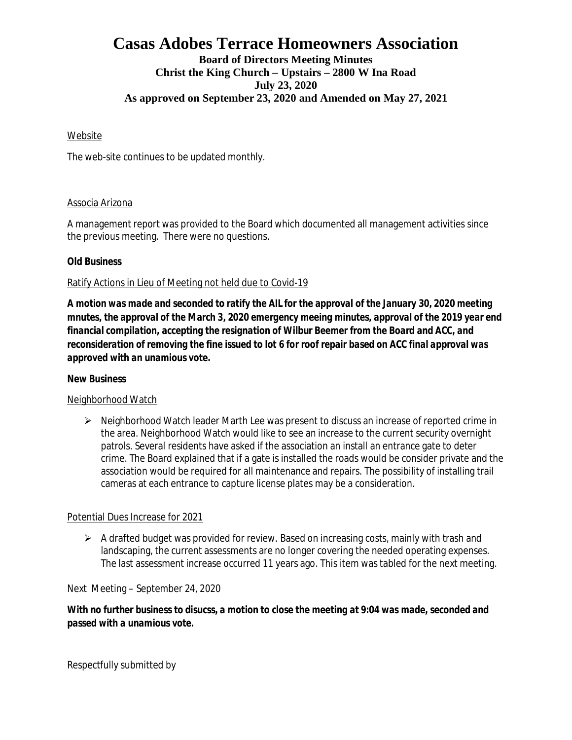# Casas Adobes Terrace Homeowners Association

**Board of Directors Meeting Minutes**
**Christ the King Church – Upstairs – 2800 W Ina Road**
**July 23, 2020**
**As approved on September 23, 2020 and Amended on May 27, 2021**

Website

The web-site continues to be updated monthly.

Associa Arizona

A management report was provided to the Board which documented all management activities since the previous meeting. There were no questions.

**Old Business**

Ratify Actions in Lieu of Meeting not held due to Covid-19

***A motion was made and seconded to ratify the AIL for the approval of the January 30, 2020 meeting mnutes, the approval of the March 3, 2020 emergency meeing minutes, approval of the 2019 year end financial compilation, accepting the resignation of Wilbur Beemer from the Board and ACC, and reconsideration of removing the fine issued to lot 6 for roof repair based on ACC final approval was approved with an unamious vote.***

**New Business**

Neighborhood Watch

- Neighborhood Watch leader Marth Lee was present to discuss an increase of reported crime in the area. Neighborhood Watch would like to see an increase to the current security overnight patrols. Several residents have asked if the association an install an entrance gate to deter crime. The Board explained that if a gate is installed the roads would be consider private and the association would be required for all maintenance and repairs. The possibility of installing trail cameras at each entrance to capture license plates may be a consideration.

Potential Dues Increase for 2021

- A drafted budget was provided for review. Based on increasing costs, mainly with trash and landscaping, the current assessments are no longer covering the needed operating expenses. The last assessment increase occurred 11 years ago. This item was tabled for the next meeting.

Next Meeting – September 24, 2020

***With no further business to disucss, a motion to close the meeting at 9:04 was made, seconded and passed with a unamious vote.***

Respectfully submitted by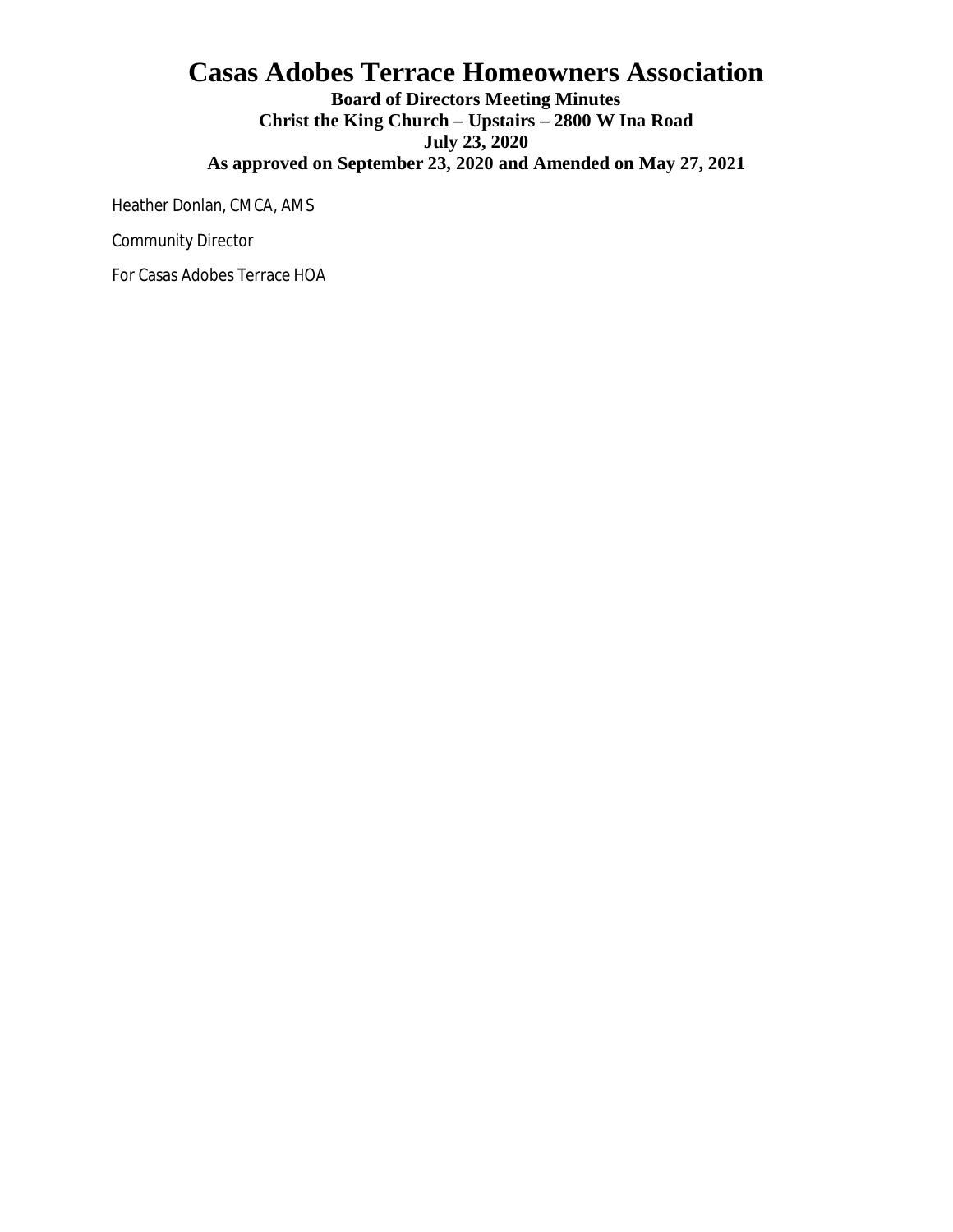# Casas Adobes Terrace Homeowners Association

**Board of Directors Meeting Minutes**
**Christ the King Church – Upstairs – 2800 W Ina Road**
**July 23, 2020**
**As approved on September 23, 2020 and Amended on May 27, 2021**

Heather Donlan, CMCA, AMS

Community Director

For Casas Adobes Terrace HOA